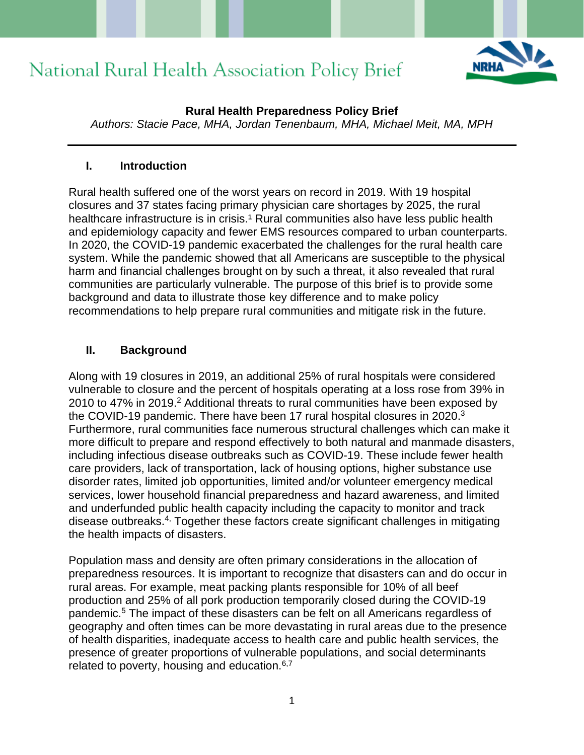# National Rural Health Association Policy Brief

**Rural Health Preparedness Policy Brief**

*Authors: Stacie Pace, MHA, Jordan Tenenbaum, MHA, Michael Meit, MA, MPH*

---

## I. Introduction

Rural health suffered one of the worst years on record in 2019. With 19 hospital closures and 37 states facing primary physician care shortages by 2025, the rural healthcare infrastructure is in crisis.[1] Rural communities also have less public health and epidemiology capacity and fewer EMS resources compared to urban counterparts. In 2020, the COVID-19 pandemic exacerbated the challenges for the rural health care system. While the pandemic showed that all Americans are susceptible to the physical harm and financial challenges brought on by such a threat, it also revealed that rural communities are particularly vulnerable. The purpose of this brief is to provide some background and data to illustrate those key difference and to make policy recommendations to help prepare rural communities and mitigate risk in the future.

## II. Background

Along with 19 closures in 2019, an additional 25% of rural hospitals were considered vulnerable to closure and the percent of hospitals operating at a loss rose from 39% in 2010 to 47% in 2019.[2] Additional threats to rural communities have been exposed by the COVID-19 pandemic. There have been 17 rural hospital closures in 2020.[3] Furthermore, rural communities face numerous structural challenges which can make it more difficult to prepare and respond effectively to both natural and manmade disasters, including infectious disease outbreaks such as COVID-19. These include fewer health care providers, lack of transportation, lack of housing options, higher substance use disorder rates, limited job opportunities, limited and/or volunteer emergency medical services, lower household financial preparedness and hazard awareness, and limited and underfunded public health capacity including the capacity to monitor and track disease outbreaks.[4,] Together these factors create significant challenges in mitigating the health impacts of disasters.

Population mass and density are often primary considerations in the allocation of preparedness resources. It is important to recognize that disasters can and do occur in rural areas. For example, meat packing plants responsible for 10% of all beef production and 25% of all pork production temporarily closed during the COVID-19 pandemic.[5] The impact of these disasters can be felt on all Americans regardless of geography and often times can be more devastating in rural areas due to the presence of health disparities, inadequate access to health care and public health services, the presence of greater proportions of vulnerable populations, and social determinants related to poverty, housing and education.[6,7]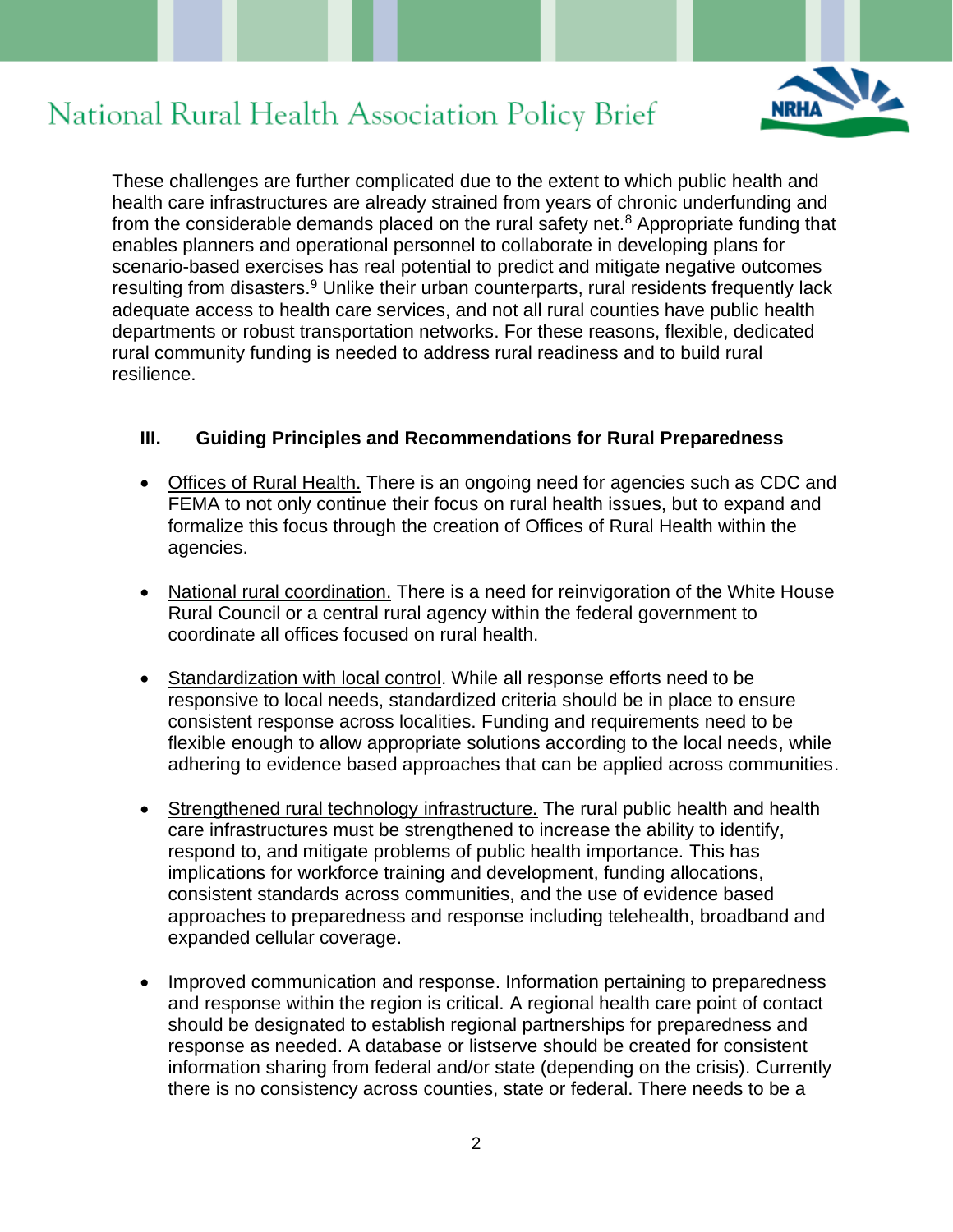These challenges are further complicated due to the extent to which public health and health care infrastructures are already strained from years of chronic underfunding and from the considerable demands placed on the rural safety net.[8] Appropriate funding that enables planners and operational personnel to collaborate in developing plans for scenario-based exercises has real potential to predict and mitigate negative outcomes resulting from disasters.[9] Unlike their urban counterparts, rural residents frequently lack adequate access to health care services, and not all rural counties have public health departments or robust transportation networks. For these reasons, flexible, dedicated rural community funding is needed to address rural readiness and to build rural resilience.

### III. Guiding Principles and Recommendations for Rural Preparedness

- <u>Offices of Rural Health.</u> There is an ongoing need for agencies such as CDC and FEMA to not only continue their focus on rural health issues, but to expand and formalize this focus through the creation of Offices of Rural Health within the agencies.

- <u>National rural coordination.</u> There is a need for reinvigoration of the White House Rural Council or a central rural agency within the federal government to coordinate all offices focused on rural health.

- <u>Standardization with local control</u>. While all response efforts need to be responsive to local needs, standardized criteria should be in place to ensure consistent response across localities. Funding and requirements need to be flexible enough to allow appropriate solutions according to the local needs, while adhering to evidence based approaches that can be applied across communities.

- <u>Strengthened rural technology infrastructure.</u> The rural public health and health care infrastructures must be strengthened to increase the ability to identify, respond to, and mitigate problems of public health importance. This has implications for workforce training and development, funding allocations, consistent standards across communities, and the use of evidence based approaches to preparedness and response including telehealth, broadband and expanded cellular coverage.

- <u>Improved communication and response.</u> Information pertaining to preparedness and response within the region is critical. A regional health care point of contact should be designated to establish regional partnerships for preparedness and response as needed. A database or listserve should be created for consistent information sharing from federal and/or state (depending on the crisis). Currently there is no consistency across counties, state or federal. There needs to be a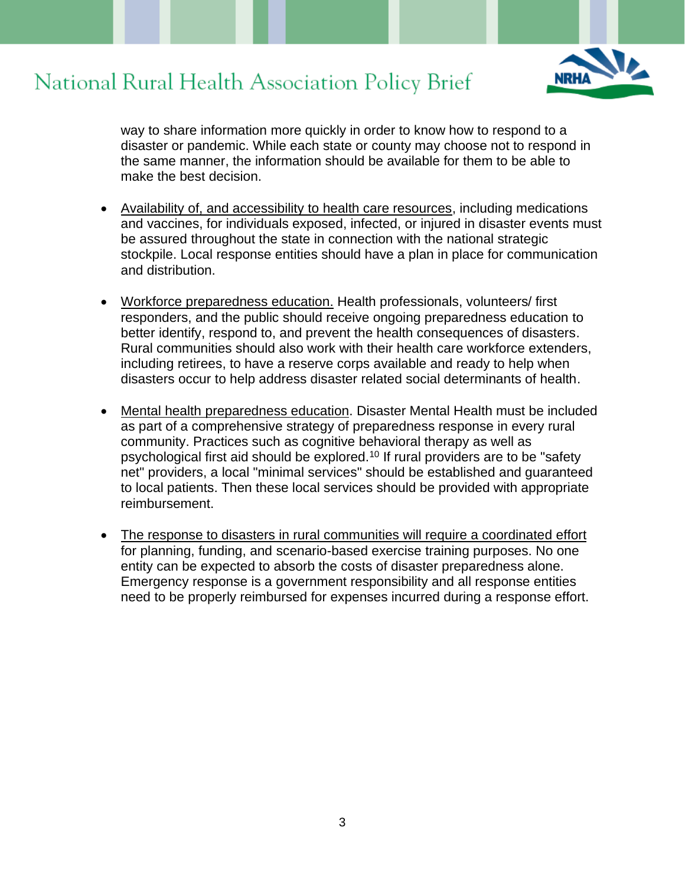way to share information more quickly in order to know how to respond to a disaster or pandemic. While each state or county may choose not to respond in the same manner, the information should be available for them to be able to make the best decision.

- <u>Availability of, and accessibility to health care resources</u>, including medications and vaccines, for individuals exposed, infected, or injured in disaster events must be assured throughout the state in connection with the national strategic stockpile. Local response entities should have a plan in place for communication and distribution.

- <u>Workforce preparedness education.</u> Health professionals, volunteers/ first responders, and the public should receive ongoing preparedness education to better identify, respond to, and prevent the health consequences of disasters. Rural communities should also work with their health care workforce extenders, including retirees, to have a reserve corps available and ready to help when disasters occur to help address disaster related social determinants of health.

- <u>Mental health preparedness education</u>. Disaster Mental Health must be included as part of a comprehensive strategy of preparedness response in every rural community. Practices such as cognitive behavioral therapy as well as psychological first aid should be explored.[10] If rural providers are to be "safety net" providers, a local "minimal services" should be established and guaranteed to local patients. Then these local services should be provided with appropriate reimbursement.

- <u>The response to disasters in rural communities will require a coordinated effort</u> for planning, funding, and scenario-based exercise training purposes. No one entity can be expected to absorb the costs of disaster preparedness alone. Emergency response is a government responsibility and all response entities need to be properly reimbursed for expenses incurred during a response effort.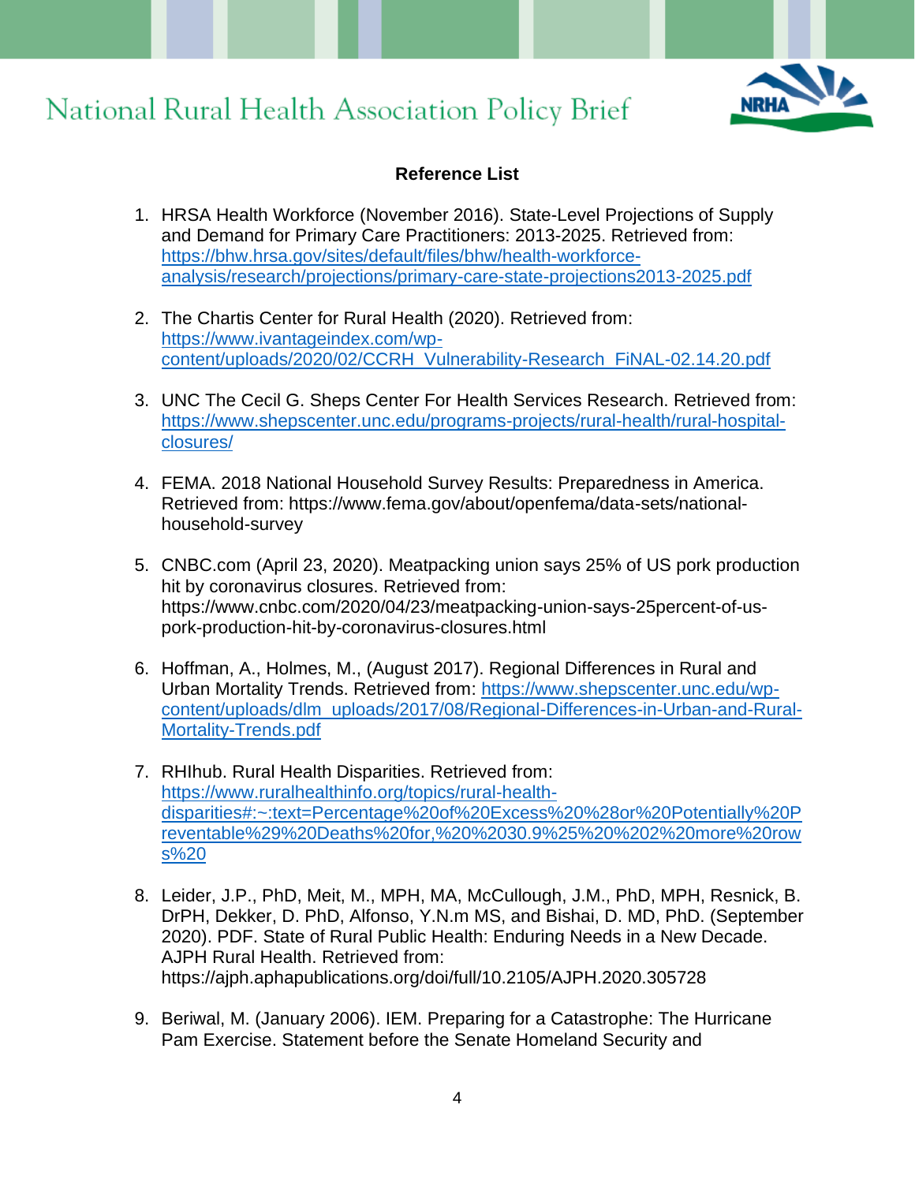**Reference List**

1. HRSA Health Workforce (November 2016). State-Level Projections of Supply and Demand for Primary Care Practitioners: 2013-2025. Retrieved from: https://bhw.hrsa.gov/sites/default/files/bhw/health-workforce-analysis/research/projections/primary-care-state-projections2013-2025.pdf

2. The Chartis Center for Rural Health (2020). Retrieved from: https://www.ivantageindex.com/wp-content/uploads/2020/02/CCRH_Vulnerability-Research_FiNAL-02.14.20.pdf

3. UNC The Cecil G. Sheps Center For Health Services Research. Retrieved from: https://www.shepscenter.unc.edu/programs-projects/rural-health/rural-hospital-closures/

4. FEMA. 2018 National Household Survey Results: Preparedness in America. Retrieved from: https://www.fema.gov/about/openfema/data-sets/national-household-survey

5. CNBC.com (April 23, 2020). Meatpacking union says 25% of US pork production hit by coronavirus closures. Retrieved from: https://www.cnbc.com/2020/04/23/meatpacking-union-says-25percent-of-us-pork-production-hit-by-coronavirus-closures.html

6. Hoffman, A., Holmes, M., (August 2017). Regional Differences in Rural and Urban Mortality Trends. Retrieved from: https://www.shepscenter.unc.edu/wp-content/uploads/dlm_uploads/2017/08/Regional-Differences-in-Urban-and-Rural-Mortality-Trends.pdf

7. RHIhub. Rural Health Disparities. Retrieved from: https://www.ruralhealthinfo.org/topics/rural-health-disparities#:~:text=Percentage%20of%20Excess%20%28or%20Potentially%20Preventable%29%20Deaths%20for,%20%2030.9%25%20%202%20more%20rows%20

8. Leider, J.P., PhD, Meit, M., MPH, MA, McCullough, J.M., PhD, MPH, Resnick, B. DrPH, Dekker, D. PhD, Alfonso, Y.N.m MS, and Bishai, D. MD, PhD. (September 2020). PDF. State of Rural Public Health: Enduring Needs in a New Decade. AJPH Rural Health. Retrieved from: https://ajph.aphapublications.org/doi/full/10.2105/AJPH.2020.305728

9. Beriwal, M. (January 2006). IEM. Preparing for a Catastrophe: The Hurricane Pam Exercise. Statement before the Senate Homeland Security and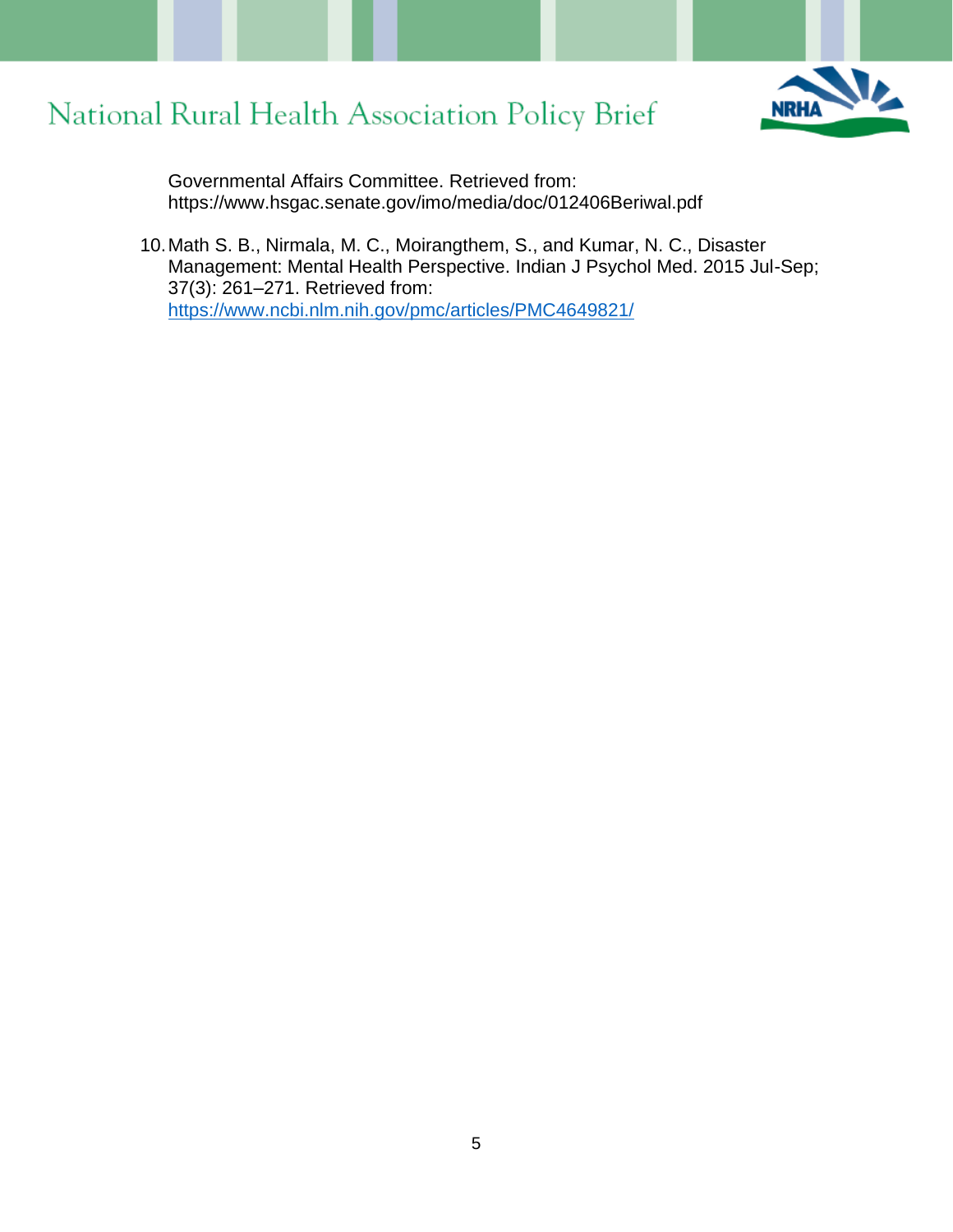Governmental Affairs Committee. Retrieved from: https://www.hsgac.senate.gov/imo/media/doc/012406Beriwal.pdf

10. Math S. B., Nirmala, M. C., Moirangthem, S., and Kumar, N. C., Disaster Management: Mental Health Perspective. Indian J Psychol Med. 2015 Jul-Sep; 37(3): 261–271. Retrieved from: https://www.ncbi.nlm.nih.gov/pmc/articles/PMC4649821/